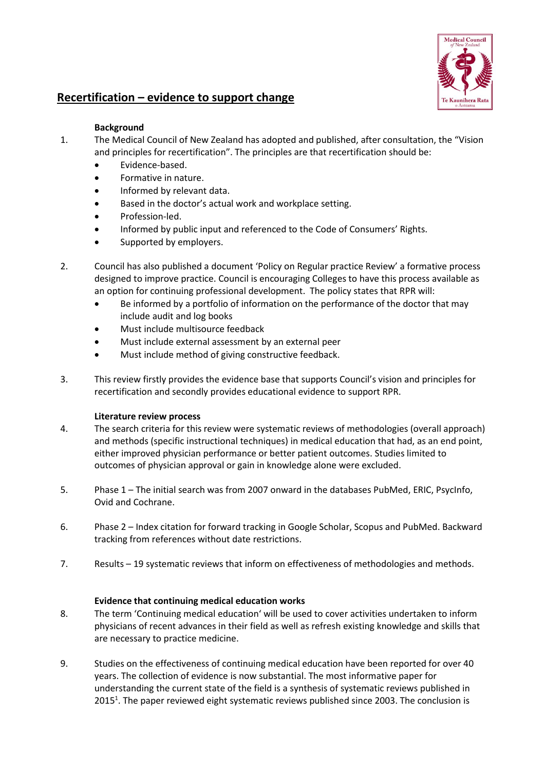# Recertification – evidence to support change

### Background

1. The Medical Council of New Zealand has adopted and published, after consultation, the "Vision and principles for recertification". The principles are that recertification should be:
   - Evidence-based.
   - Formative in nature.
   - Informed by relevant data.
   - Based in the doctor's actual work and workplace setting.
   - Profession-led.
   - Informed by public input and referenced to the Code of Consumers' Rights.
   - Supported by employers.

2. Council has also published a document 'Policy on Regular practice Review' a formative process designed to improve practice. Council is encouraging Colleges to have this process available as an option for continuing professional development. The policy states that RPR will:
   - Be informed by a portfolio of information on the performance of the doctor that may include audit and log books
   - Must include multisource feedback
   - Must include external assessment by an external peer
   - Must include method of giving constructive feedback.

3. This review firstly provides the evidence base that supports Council's vision and principles for recertification and secondly provides educational evidence to support RPR.

### Literature review process

4. The search criteria for this review were systematic reviews of methodologies (overall approach) and methods (specific instructional techniques) in medical education that had, as an end point, either improved physician performance or better patient outcomes. Studies limited to outcomes of physician approval or gain in knowledge alone were excluded.

5. Phase 1 – The initial search was from 2007 onward in the databases PubMed, ERIC, PsycInfo, Ovid and Cochrane.

6. Phase 2 – Index citation for forward tracking in Google Scholar, Scopus and PubMed. Backward tracking from references without date restrictions.

7. Results – 19 systematic reviews that inform on effectiveness of methodologies and methods.

### Evidence that continuing medical education works

8. The term 'Continuing medical education' will be used to cover activities undertaken to inform physicians of recent advances in their field as well as refresh existing knowledge and skills that are necessary to practice medicine.

9. Studies on the effectiveness of continuing medical education have been reported for over 40 years. The collection of evidence is now substantial. The most informative paper for understanding the current state of the field is a synthesis of systematic reviews published in 2015[1]. The paper reviewed eight systematic reviews published since 2003. The conclusion is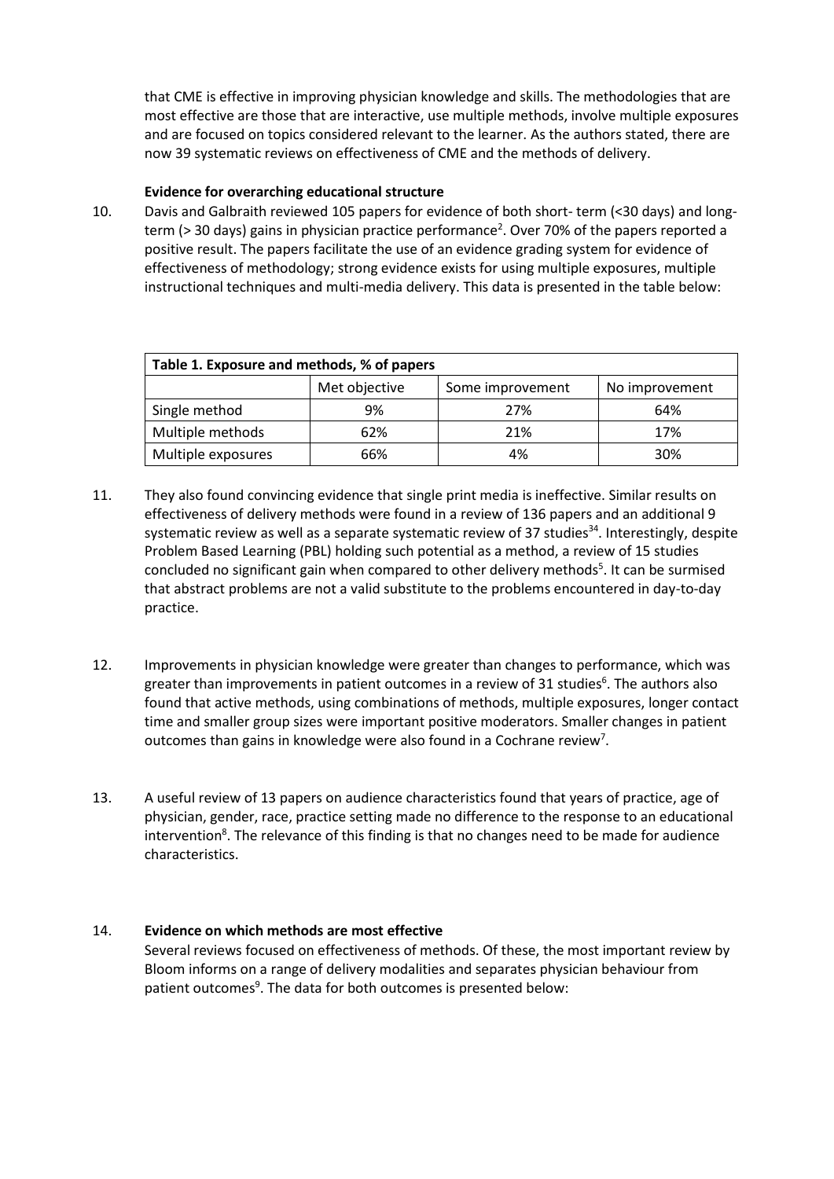that CME is effective in improving physician knowledge and skills. The methodologies that are most effective are those that are interactive, use multiple methods, involve multiple exposures and are focused on topics considered relevant to the learner. As the authors stated, there are now 39 systematic reviews on effectiveness of CME and the methods of delivery.

**Evidence for overarching educational structure**

10. Davis and Galbraith reviewed 105 papers for evidence of both short- term (<30 days) and long-term (> 30 days) gains in physician practice performance[2]. Over 70% of the papers reported a positive result. The papers facilitate the use of an evidence grading system for evidence of effectiveness of methodology; strong evidence exists for using multiple exposures, multiple instructional techniques and multi-media delivery. This data is presented in the table below:

| **Table 1. Exposure and methods, % of papers** | | | |
|---|---|---|---|
| | Met objective | Some improvement | No improvement |
| Single method | 9% | 27% | 64% |
| Multiple methods | 62% | 21% | 17% |
| Multiple exposures | 66% | 4% | 30% |

11. They also found convincing evidence that single print media is ineffective. Similar results on effectiveness of delivery methods were found in a review of 136 papers and an additional 9 systematic review as well as a separate systematic review of 37 studies[34]. Interestingly, despite Problem Based Learning (PBL) holding such potential as a method, a review of 15 studies concluded no significant gain when compared to other delivery methods[5]. It can be surmised that abstract problems are not a valid substitute to the problems encountered in day-to-day practice.

12. Improvements in physician knowledge were greater than changes to performance, which was greater than improvements in patient outcomes in a review of 31 studies[6]. The authors also found that active methods, using combinations of methods, multiple exposures, longer contact time and smaller group sizes were important positive moderators. Smaller changes in patient outcomes than gains in knowledge were also found in a Cochrane review[7].

13. A useful review of 13 papers on audience characteristics found that years of practice, age of physician, gender, race, practice setting made no difference to the response to an educational intervention[8]. The relevance of this finding is that no changes need to be made for audience characteristics.

14. **Evidence on which methods are most effective**

Several reviews focused on effectiveness of methods. Of these, the most important review by Bloom informs on a range of delivery modalities and separates physician behaviour from patient outcomes[9]. The data for both outcomes is presented below: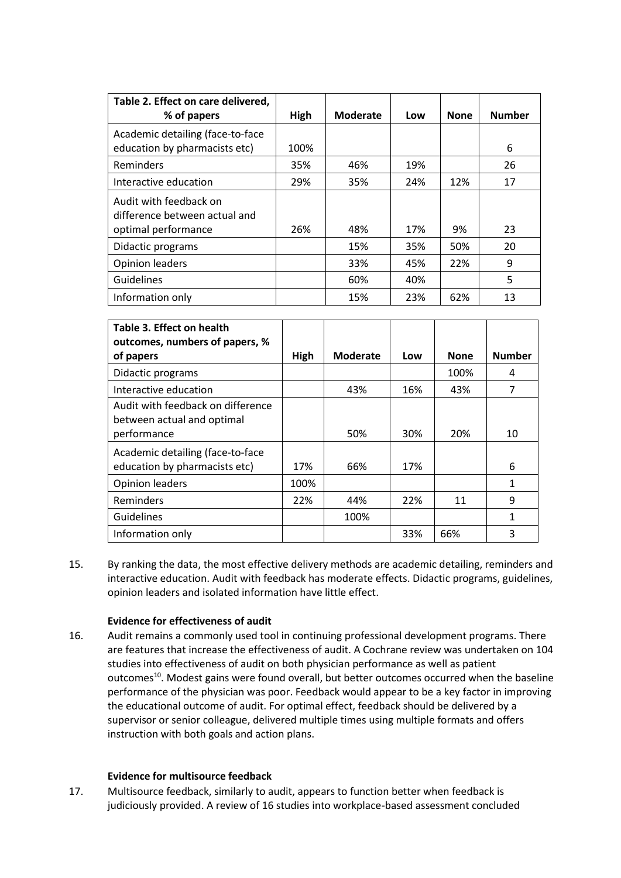| Table 2. Effect on care delivered, % of papers | High | Moderate | Low | None | Number |
|---|---|---|---|---|---|
| Academic detailing (face-to-face education by pharmacists etc) | 100% | | | | 6 |
| Reminders | 35% | 46% | 19% | | 26 |
| Interactive education | 29% | 35% | 24% | 12% | 17 |
| Audit with feedback on difference between actual and optimal performance | 26% | 48% | 17% | 9% | 23 |
| Didactic programs | | 15% | 35% | 50% | 20 |
| Opinion leaders | | 33% | 45% | 22% | 9 |
| Guidelines | | 60% | 40% | | 5 |
| Information only | | 15% | 23% | 62% | 13 |

| Table 3. Effect on health outcomes, numbers of papers, % of papers | High | Moderate | Low | None | Number |
|---|---|---|---|---|---|
| Didactic programs | | | | 100% | 4 |
| Interactive education | | 43% | 16% | 43% | 7 |
| Audit with feedback on difference between actual and optimal performance | | 50% | 30% | 20% | 10 |
| Academic detailing (face-to-face education by pharmacists etc) | 17% | 66% | 17% | | 6 |
| Opinion leaders | 100% | | | | 1 |
| Reminders | 22% | 44% | 22% | 11 | 9 |
| Guidelines | | 100% | | | 1 |
| Information only | | | 33% | 66% | 3 |

15. By ranking the data, the most effective delivery methods are academic detailing, reminders and interactive education. Audit with feedback has moderate effects. Didactic programs, guidelines, opinion leaders and isolated information have little effect.

**Evidence for effectiveness of audit**

16. Audit remains a commonly used tool in continuing professional development programs. There are features that increase the effectiveness of audit. A Cochrane review was undertaken on 104 studies into effectiveness of audit on both physician performance as well as patient outcomes[10]. Modest gains were found overall, but better outcomes occurred when the baseline performance of the physician was poor. Feedback would appear to be a key factor in improving the educational outcome of audit. For optimal effect, feedback should be delivered by a supervisor or senior colleague, delivered multiple times using multiple formats and offers instruction with both goals and action plans.

**Evidence for multisource feedback**

17. Multisource feedback, similarly to audit, appears to function better when feedback is judiciously provided. A review of 16 studies into workplace-based assessment concluded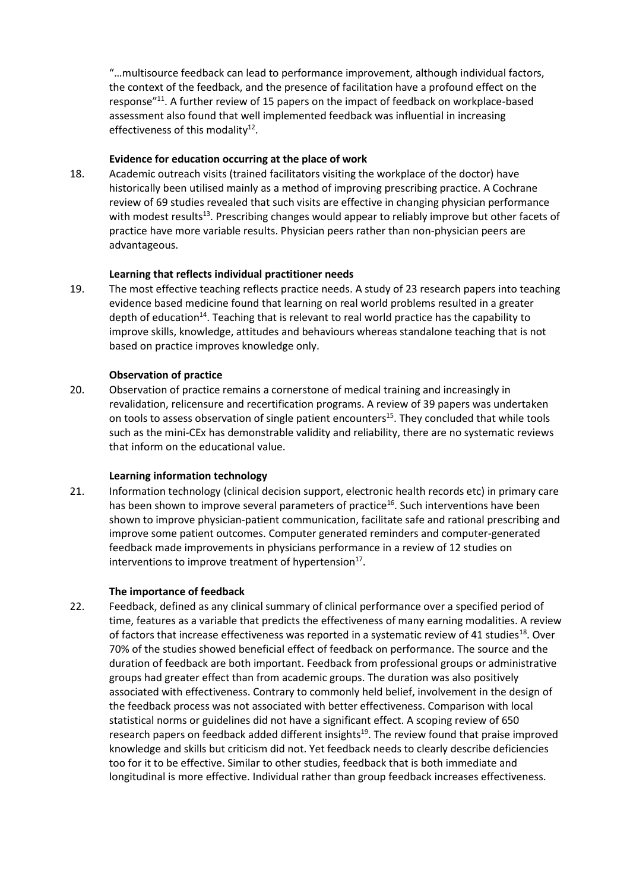"…multisource feedback can lead to performance improvement, although individual factors, the context of the feedback, and the presence of facilitation have a profound effect on the response"[11]. A further review of 15 papers on the impact of feedback on workplace-based assessment also found that well implemented feedback was influential in increasing effectiveness of this modality[12].

**Evidence for education occurring at the place of work**

18. Academic outreach visits (trained facilitators visiting the workplace of the doctor) have historically been utilised mainly as a method of improving prescribing practice. A Cochrane review of 69 studies revealed that such visits are effective in changing physician performance with modest results[13]. Prescribing changes would appear to reliably improve but other facets of practice have more variable results. Physician peers rather than non-physician peers are advantageous.

**Learning that reflects individual practitioner needs**

19. The most effective teaching reflects practice needs. A study of 23 research papers into teaching evidence based medicine found that learning on real world problems resulted in a greater depth of education[14]. Teaching that is relevant to real world practice has the capability to improve skills, knowledge, attitudes and behaviours whereas standalone teaching that is not based on practice improves knowledge only.

**Observation of practice**

20. Observation of practice remains a cornerstone of medical training and increasingly in revalidation, relicensure and recertification programs. A review of 39 papers was undertaken on tools to assess observation of single patient encounters[15]. They concluded that while tools such as the mini-CEx has demonstrable validity and reliability, there are no systematic reviews that inform on the educational value.

**Learning information technology**

21. Information technology (clinical decision support, electronic health records etc) in primary care has been shown to improve several parameters of practice[16]. Such interventions have been shown to improve physician-patient communication, facilitate safe and rational prescribing and improve some patient outcomes. Computer generated reminders and computer-generated feedback made improvements in physicians performance in a review of 12 studies on interventions to improve treatment of hypertension[17].

**The importance of feedback**

22. Feedback, defined as any clinical summary of clinical performance over a specified period of time, features as a variable that predicts the effectiveness of many earning modalities. A review of factors that increase effectiveness was reported in a systematic review of 41 studies[18]. Over 70% of the studies showed beneficial effect of feedback on performance. The source and the duration of feedback are both important. Feedback from professional groups or administrative groups had greater effect than from academic groups. The duration was also positively associated with effectiveness. Contrary to commonly held belief, involvement in the design of the feedback process was not associated with better effectiveness. Comparison with local statistical norms or guidelines did not have a significant effect. A scoping review of 650 research papers on feedback added different insights[19]. The review found that praise improved knowledge and skills but criticism did not. Yet feedback needs to clearly describe deficiencies too for it to be effective. Similar to other studies, feedback that is both immediate and longitudinal is more effective. Individual rather than group feedback increases effectiveness.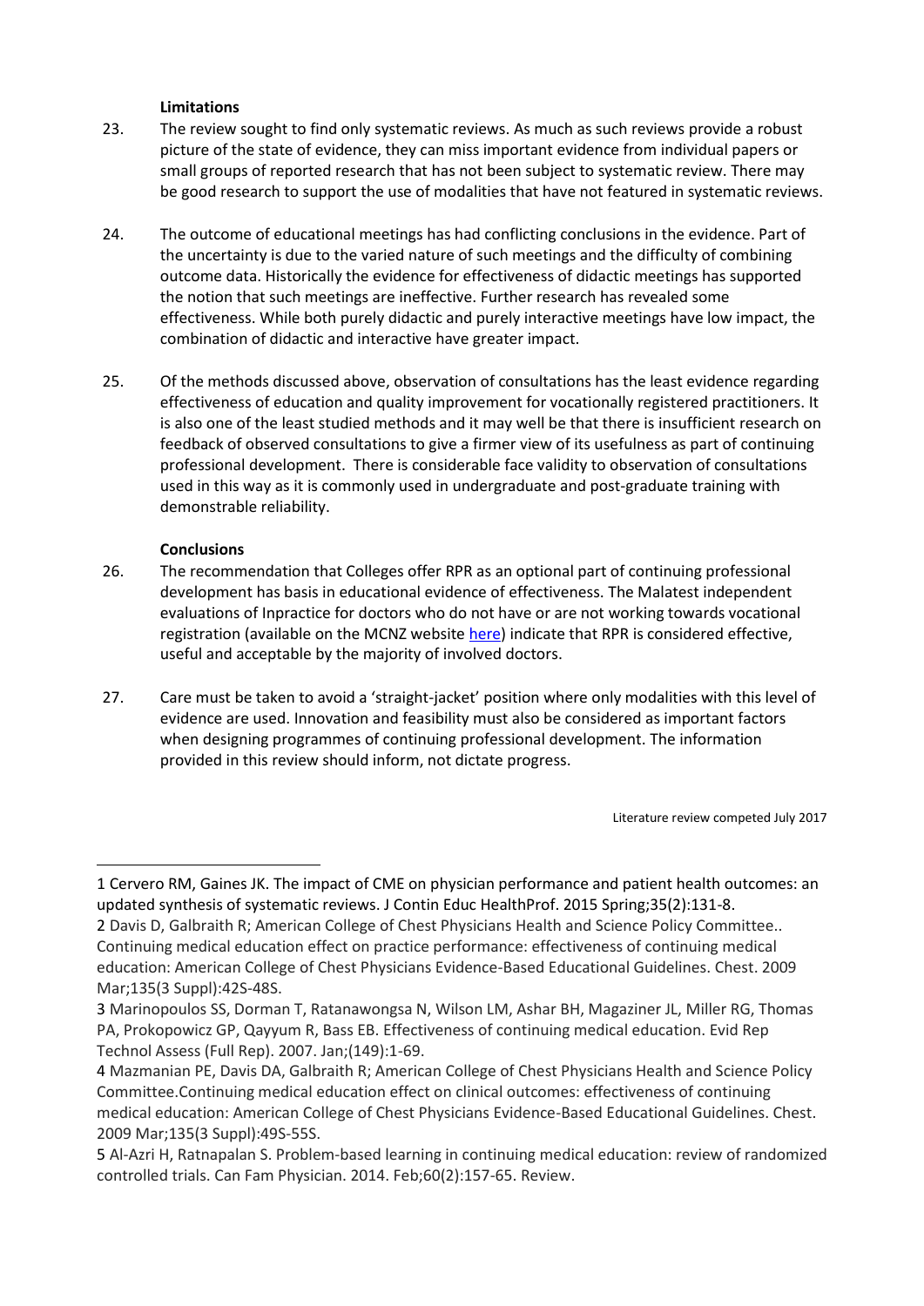**Limitations**

23. The review sought to find only systematic reviews. As much as such reviews provide a robust picture of the state of evidence, they can miss important evidence from individual papers or small groups of reported research that has not been subject to systematic review. There may be good research to support the use of modalities that have not featured in systematic reviews.

24. The outcome of educational meetings has had conflicting conclusions in the evidence. Part of the uncertainty is due to the varied nature of such meetings and the difficulty of combining outcome data. Historically the evidence for effectiveness of didactic meetings has supported the notion that such meetings are ineffective. Further research has revealed some effectiveness. While both purely didactic and purely interactive meetings have low impact, the combination of didactic and interactive have greater impact.

25. Of the methods discussed above, observation of consultations has the least evidence regarding effectiveness of education and quality improvement for vocationally registered practitioners. It is also one of the least studied methods and it may well be that there is insufficient research on feedback of observed consultations to give a firmer view of its usefulness as part of continuing professional development. There is considerable face validity to observation of consultations used in this way as it is commonly used in undergraduate and post-graduate training with demonstrable reliability.

**Conclusions**

26. The recommendation that Colleges offer RPR as an optional part of continuing professional development has basis in educational evidence of effectiveness. The Malatest independent evaluations of Inpractice for doctors who do not have or are not working towards vocational registration (available on the MCNZ website here) indicate that RPR is considered effective, useful and acceptable by the majority of involved doctors.

27. Care must be taken to avoid a 'straight-jacket' position where only modalities with this level of evidence are used. Innovation and feasibility must also be considered as important factors when designing programmes of continuing professional development. The information provided in this review should inform, not dictate progress.

Literature review competed July 2017

---

1 Cervero RM, Gaines JK. The impact of CME on physician performance and patient health outcomes: an updated synthesis of systematic reviews. J Contin Educ HealthProf. 2015 Spring;35(2):131-8.

2 Davis D, Galbraith R; American College of Chest Physicians Health and Science Policy Committee.. Continuing medical education effect on practice performance: effectiveness of continuing medical education: American College of Chest Physicians Evidence-Based Educational Guidelines. Chest. 2009 Mar;135(3 Suppl):42S-48S.

3 Marinopoulos SS, Dorman T, Ratanawongsa N, Wilson LM, Ashar BH, Magaziner JL, Miller RG, Thomas PA, Prokopowicz GP, Qayyum R, Bass EB. Effectiveness of continuing medical education. Evid Rep Technol Assess (Full Rep). 2007. Jan;(149):1-69.

4 Mazmanian PE, Davis DA, Galbraith R; American College of Chest Physicians Health and Science Policy Committee.Continuing medical education effect on clinical outcomes: effectiveness of continuing medical education: American College of Chest Physicians Evidence-Based Educational Guidelines. Chest. 2009 Mar;135(3 Suppl):49S-55S.

5 Al-Azri H, Ratnapalan S. Problem-based learning in continuing medical education: review of randomized controlled trials. Can Fam Physician. 2014. Feb;60(2):157-65. Review.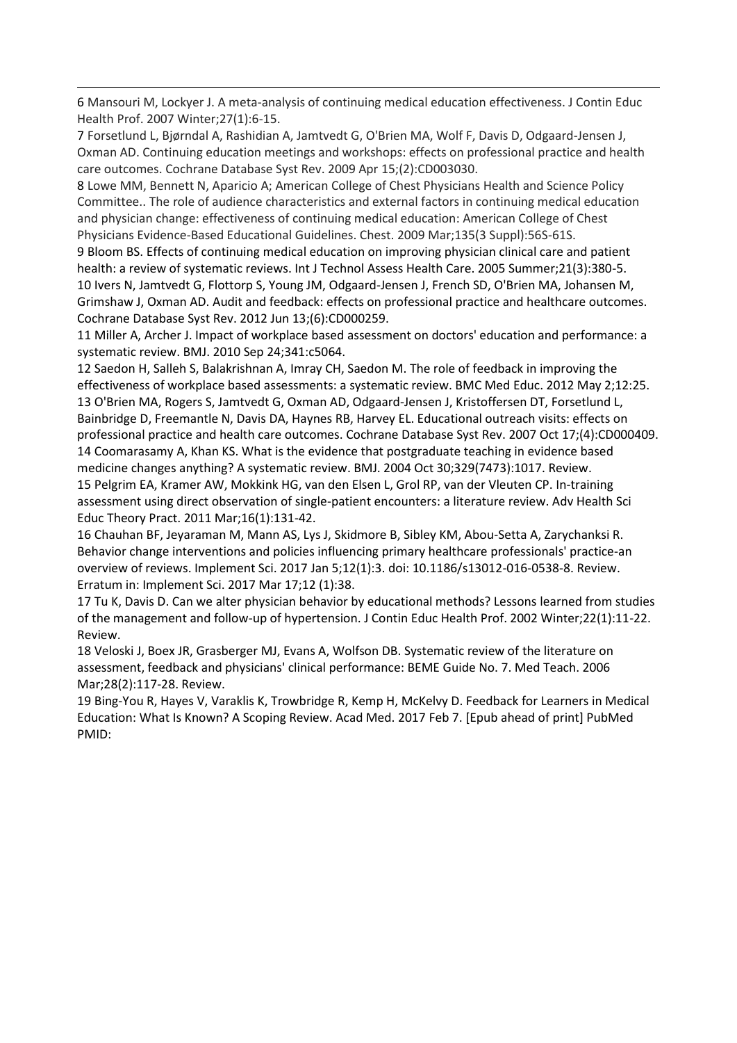6 Mansouri M, Lockyer J. A meta-analysis of continuing medical education effectiveness. J Contin Educ Health Prof. 2007 Winter;27(1):6-15.

7 Forsetlund L, Bjørndal A, Rashidian A, Jamtvedt G, O'Brien MA, Wolf F, Davis D, Odgaard-Jensen J, Oxman AD. Continuing education meetings and workshops: effects on professional practice and health care outcomes. Cochrane Database Syst Rev. 2009 Apr 15;(2):CD003030.

8 Lowe MM, Bennett N, Aparicio A; American College of Chest Physicians Health and Science Policy Committee.. The role of audience characteristics and external factors in continuing medical education and physician change: effectiveness of continuing medical education: American College of Chest Physicians Evidence-Based Educational Guidelines. Chest. 2009 Mar;135(3 Suppl):56S-61S.

9 Bloom BS. Effects of continuing medical education on improving physician clinical care and patient health: a review of systematic reviews. Int J Technol Assess Health Care. 2005 Summer;21(3):380-5.

10 Ivers N, Jamtvedt G, Flottorp S, Young JM, Odgaard-Jensen J, French SD, O'Brien MA, Johansen M, Grimshaw J, Oxman AD. Audit and feedback: effects on professional practice and healthcare outcomes. Cochrane Database Syst Rev. 2012 Jun 13;(6):CD000259.

11 Miller A, Archer J. Impact of workplace based assessment on doctors' education and performance: a systematic review. BMJ. 2010 Sep 24;341:c5064.

12 Saedon H, Salleh S, Balakrishnan A, Imray CH, Saedon M. The role of feedback in improving the effectiveness of workplace based assessments: a systematic review. BMC Med Educ. 2012 May 2;12:25.

13 O'Brien MA, Rogers S, Jamtvedt G, Oxman AD, Odgaard-Jensen J, Kristoffersen DT, Forsetlund L, Bainbridge D, Freemantle N, Davis DA, Haynes RB, Harvey EL. Educational outreach visits: effects on professional practice and health care outcomes. Cochrane Database Syst Rev. 2007 Oct 17;(4):CD000409.

14 Coomarasamy A, Khan KS. What is the evidence that postgraduate teaching in evidence based medicine changes anything? A systematic review. BMJ. 2004 Oct 30;329(7473):1017. Review.

15 Pelgrim EA, Kramer AW, Mokkink HG, van den Elsen L, Grol RP, van der Vleuten CP. In-training assessment using direct observation of single-patient encounters: a literature review. Adv Health Sci Educ Theory Pract. 2011 Mar;16(1):131-42.

16 Chauhan BF, Jeyaraman M, Mann AS, Lys J, Skidmore B, Sibley KM, Abou-Setta A, Zarychanksi R. Behavior change interventions and policies influencing primary healthcare professionals' practice-an overview of reviews. Implement Sci. 2017 Jan 5;12(1):3. doi: 10.1186/s13012-016-0538-8. Review. Erratum in: Implement Sci. 2017 Mar 17;12 (1):38.

17 Tu K, Davis D. Can we alter physician behavior by educational methods? Lessons learned from studies of the management and follow-up of hypertension. J Contin Educ Health Prof. 2002 Winter;22(1):11-22. Review.

18 Veloski J, Boex JR, Grasberger MJ, Evans A, Wolfson DB. Systematic review of the literature on assessment, feedback and physicians' clinical performance: BEME Guide No. 7. Med Teach. 2006 Mar;28(2):117-28. Review.

19 Bing-You R, Hayes V, Varaklis K, Trowbridge R, Kemp H, McKelvy D. Feedback for Learners in Medical Education: What Is Known? A Scoping Review. Acad Med. 2017 Feb 7. [Epub ahead of print] PubMed PMID: